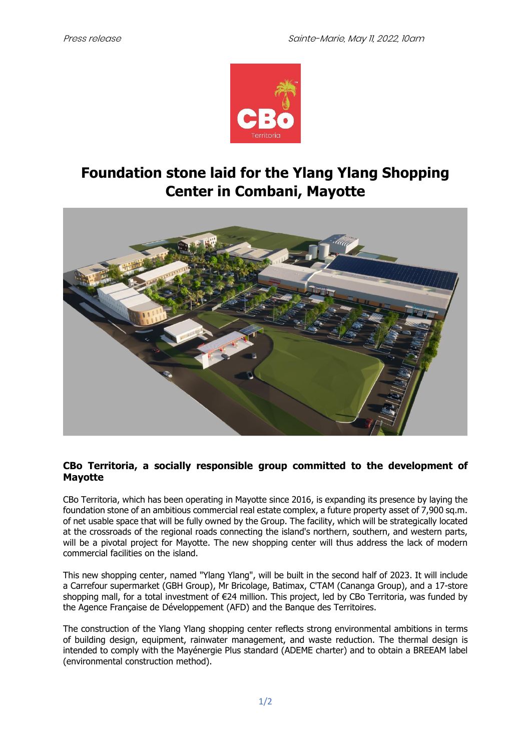*Press release*  *Sainte-Marie, May 11, 2022, 10am*

# Foundation stone laid for the Ylang Ylang Shopping Center in Combani, Mayotte

## CBo Territoria, a socially responsible group committed to the development of Mayotte

CBo Territoria, which has been operating in Mayotte since 2016, is expanding its presence by laying the foundation stone of an ambitious commercial real estate complex, a future property asset of 7,900 sq.m. of net usable space that will be fully owned by the Group. The facility, which will be strategically located at the crossroads of the regional roads connecting the island's northern, southern, and western parts, will be a pivotal project for Mayotte. The new shopping center will thus address the lack of modern commercial facilities on the island.

This new shopping center, named "Ylang Ylang", will be built in the second half of 2023. It will include a Carrefour supermarket (GBH Group), Mr Bricolage, Batimax, C'TAM (Cananga Group), and a 17-store shopping mall, for a total investment of €24 million. This project, led by CBo Territoria, was funded by the Agence Française de Développement (AFD) and the Banque des Territoires.

The construction of the Ylang Ylang shopping center reflects strong environmental ambitions in terms of building design, equipment, rainwater management, and waste reduction. The thermal design is intended to comply with the Mayénergie Plus standard (ADEME charter) and to obtain a BREEAM label (environmental construction method).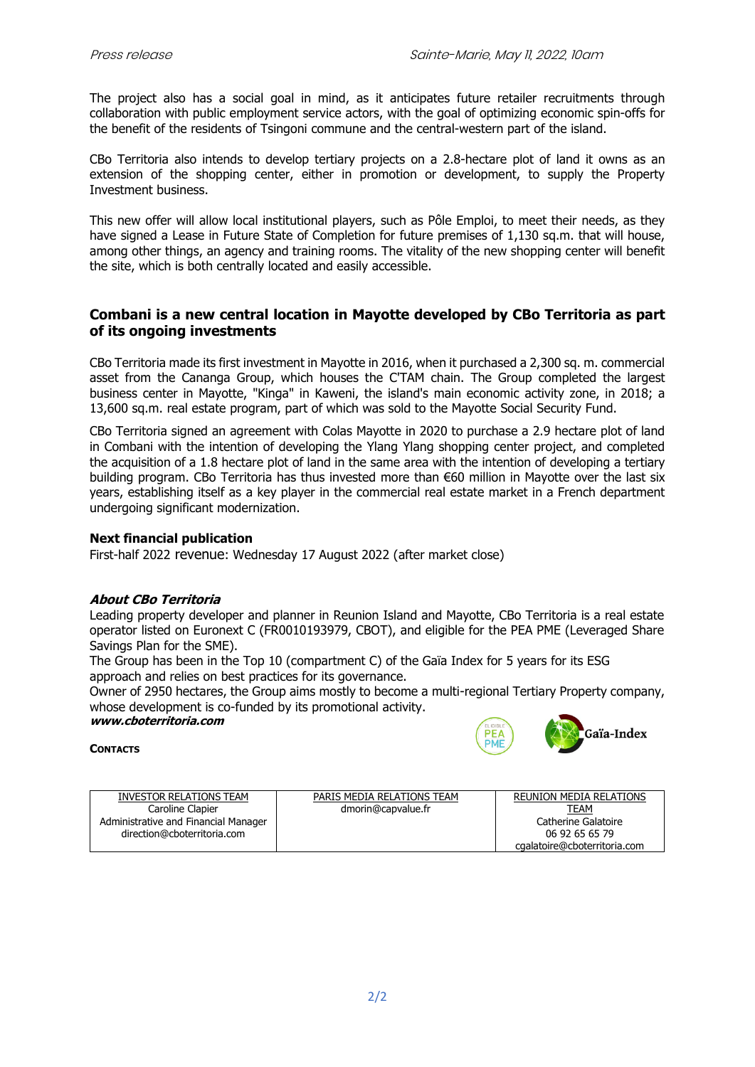The project also has a social goal in mind, as it anticipates future retailer recruitments through collaboration with public employment service actors, with the goal of optimizing economic spin-offs for the benefit of the residents of Tsingoni commune and the central-western part of the island.

CBo Territoria also intends to develop tertiary projects on a 2.8-hectare plot of land it owns as an extension of the shopping center, either in promotion or development, to supply the Property Investment business.

This new offer will allow local institutional players, such as Pôle Emploi, to meet their needs, as they have signed a Lease in Future State of Completion for future premises of 1,130 sq.m. that will house, among other things, an agency and training rooms. The vitality of the new shopping center will benefit the site, which is both centrally located and easily accessible.

## Combani is a new central location in Mayotte developed by CBo Territoria as part of its ongoing investments

CBo Territoria made its first investment in Mayotte in 2016, when it purchased a 2,300 sq. m. commercial asset from the Cananga Group, which houses the C'TAM chain. The Group completed the largest business center in Mayotte, "Kinga" in Kaweni, the island's main economic activity zone, in 2018; a 13,600 sq.m. real estate program, part of which was sold to the Mayotte Social Security Fund.

CBo Territoria signed an agreement with Colas Mayotte in 2020 to purchase a 2.9 hectare plot of land in Combani with the intention of developing the Ylang Ylang shopping center project, and completed the acquisition of a 1.8 hectare plot of land in the same area with the intention of developing a tertiary building program. CBo Territoria has thus invested more than €60 million in Mayotte over the last six years, establishing itself as a key player in the commercial real estate market in a French department undergoing significant modernization.

### Next financial publication

First-half 2022 revenue: Wednesday 17 August 2022 (after market close)

### *About CBo Territoria*

Leading property developer and planner in Reunion Island and Mayotte, CBo Territoria is a real estate operator listed on Euronext C (FR0010193979, CBOT), and eligible for the PEA PME (Leveraged Share Savings Plan for the SME).
The Group has been in the Top 10 (compartment C) of the Gaïa Index for 5 years for its ESG approach and relies on best practices for its governance.
Owner of 2950 hectares, the Group aims mostly to become a multi-regional Tertiary Property company, whose development is co-funded by its promotional activity.
***www.cboterritoria.com***

ELIGIBLE PEA PME

Gaïa-Index

**CONTACTS**

| INVESTOR RELATIONS TEAM | PARIS MEDIA RELATIONS TEAM | REUNION MEDIA RELATIONS TEAM |
|---|---|---|
| Caroline Clapier<br>Administrative and Financial Manager<br>direction@cboterritoria.com | dmorin@capvalue.fr | Catherine Galatoire<br>06 92 65 65 79<br>cgalatoire@cboterritoria.com |